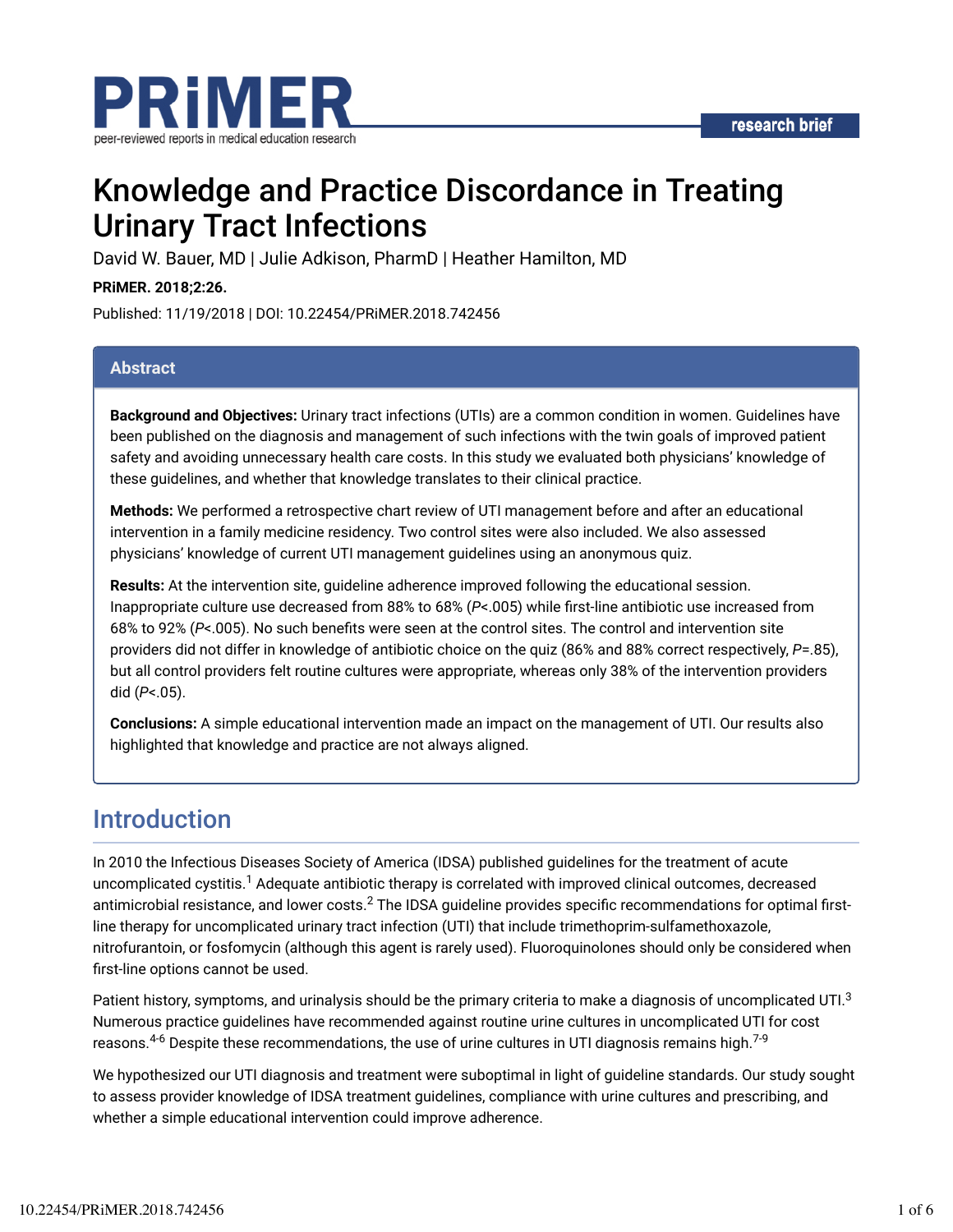PRiMER

peer-reviewed reports in medical education research

research brief

# Knowledge and Practice Discordance in Treating Urinary Tract Infections

David W. Bauer, MD | Julie Adkison, PharmD | Heather Hamilton, MD

**PRiMER. 2018;2:26.**

Published: 11/19/2018 | DOI: 10.22454/PRiMER.2018.742456

## Abstract

**Background and Objectives:** Urinary tract infections (UTIs) are a common condition in women. Guidelines have been published on the diagnosis and management of such infections with the twin goals of improved patient safety and avoiding unnecessary health care costs. In this study we evaluated both physicians' knowledge of these guidelines, and whether that knowledge translates to their clinical practice.

**Methods:** We performed a retrospective chart review of UTI management before and after an educational intervention in a family medicine residency. Two control sites were also included. We also assessed physicians' knowledge of current UTI management guidelines using an anonymous quiz.

**Results:** At the intervention site, guideline adherence improved following the educational session. Inappropriate culture use decreased from 88% to 68% ($P$<.005) while first-line antibiotic use increased from 68% to 92% ($P$<.005). No such benefits were seen at the control sites. The control and intervention site providers did not differ in knowledge of antibiotic choice on the quiz (86% and 88% correct respectively, $P$=.85), but all control providers felt routine cultures were appropriate, whereas only 38% of the intervention providers did ($P$<.05).

**Conclusions:** A simple educational intervention made an impact on the management of UTI. Our results also highlighted that knowledge and practice are not always aligned.

## Introduction

In 2010 the Infectious Diseases Society of America (IDSA) published guidelines for the treatment of acute uncomplicated cystitis.[1] Adequate antibiotic therapy is correlated with improved clinical outcomes, decreased antimicrobial resistance, and lower costs.[2] The IDSA guideline provides specific recommendations for optimal first-line therapy for uncomplicated urinary tract infection (UTI) that include trimethoprim-sulfamethoxazole, nitrofurantoin, or fosfomycin (although this agent is rarely used). Fluoroquinolones should only be considered when first-line options cannot be used.

Patient history, symptoms, and urinalysis should be the primary criteria to make a diagnosis of uncomplicated UTI.[3] Numerous practice guidelines have recommended against routine urine cultures in uncomplicated UTI for cost reasons.[4-6] Despite these recommendations, the use of urine cultures in UTI diagnosis remains high.[7-9]

We hypothesized our UTI diagnosis and treatment were suboptimal in light of guideline standards. Our study sought to assess provider knowledge of IDSA treatment guidelines, compliance with urine cultures and prescribing, and whether a simple educational intervention could improve adherence.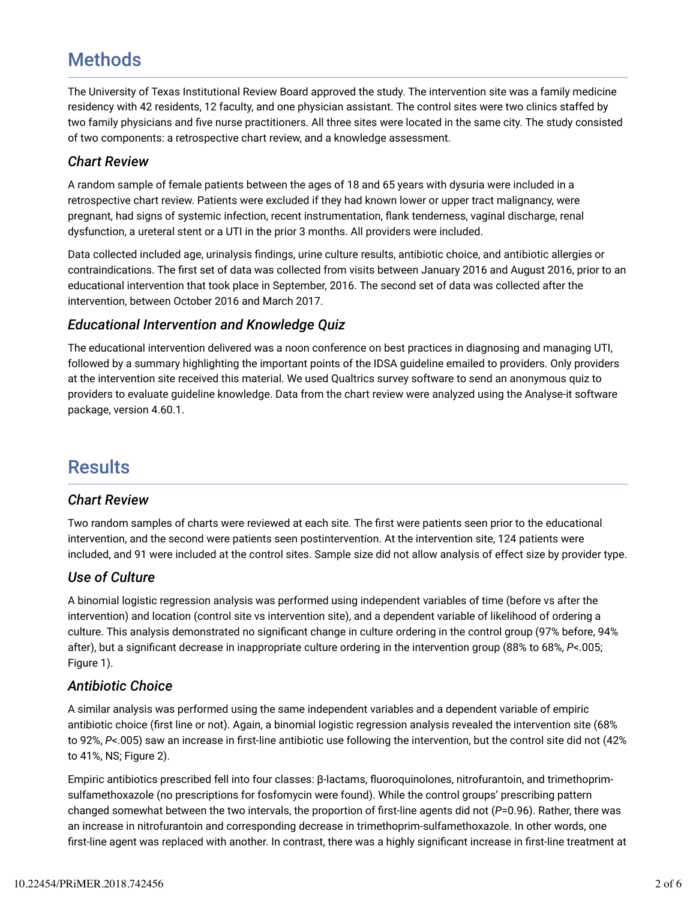## Methods

The University of Texas Institutional Review Board approved the study. The intervention site was a family medicine residency with 42 residents, 12 faculty, and one physician assistant. The control sites were two clinics staffed by two family physicians and five nurse practitioners. All three sites were located in the same city. The study consisted of two components: a retrospective chart review, and a knowledge assessment.

### *Chart Review*

A random sample of female patients between the ages of 18 and 65 years with dysuria were included in a retrospective chart review. Patients were excluded if they had known lower or upper tract malignancy, were pregnant, had signs of systemic infection, recent instrumentation, flank tenderness, vaginal discharge, renal dysfunction, a ureteral stent or a UTI in the prior 3 months. All providers were included.

Data collected included age, urinalysis findings, urine culture results, antibiotic choice, and antibiotic allergies or contraindications. The first set of data was collected from visits between January 2016 and August 2016, prior to an educational intervention that took place in September, 2016. The second set of data was collected after the intervention, between October 2016 and March 2017.

### *Educational Intervention and Knowledge Quiz*

The educational intervention delivered was a noon conference on best practices in diagnosing and managing UTI, followed by a summary highlighting the important points of the IDSA guideline emailed to providers. Only providers at the intervention site received this material. We used Qualtrics survey software to send an anonymous quiz to providers to evaluate guideline knowledge. Data from the chart review were analyzed using the Analyse-it software package, version 4.60.1.

## Results

### *Chart Review*

Two random samples of charts were reviewed at each site. The first were patients seen prior to the educational intervention, and the second were patients seen postintervention. At the intervention site, 124 patients were included, and 91 were included at the control sites. Sample size did not allow analysis of effect size by provider type.

### *Use of Culture*

A binomial logistic regression analysis was performed using independent variables of time (before vs after the intervention) and location (control site vs intervention site), and a dependent variable of likelihood of ordering a culture. This analysis demonstrated no significant change in culture ordering in the control group (97% before, 94% after), but a significant decrease in inappropriate culture ordering in the intervention group (88% to 68%, *P*<.005; Figure 1).

### *Antibiotic Choice*

A similar analysis was performed using the same independent variables and a dependent variable of empiric antibiotic choice (first line or not). Again, a binomial logistic regression analysis revealed the intervention site (68% to 92%, *P*<.005) saw an increase in first-line antibiotic use following the intervention, but the control site did not (42% to 41%, NS; Figure 2).

Empiric antibiotics prescribed fell into four classes: β-lactams, fluoroquinolones, nitrofurantoin, and trimethoprim-sulfamethoxazole (no prescriptions for fosfomycin were found). While the control groups' prescribing pattern changed somewhat between the two intervals, the proportion of first-line agents did not (*P*=0.96). Rather, there was an increase in nitrofurantoin and corresponding decrease in trimethoprim-sulfamethoxazole. In other words, one first-line agent was replaced with another. In contrast, there was a highly significant increase in first-line treatment at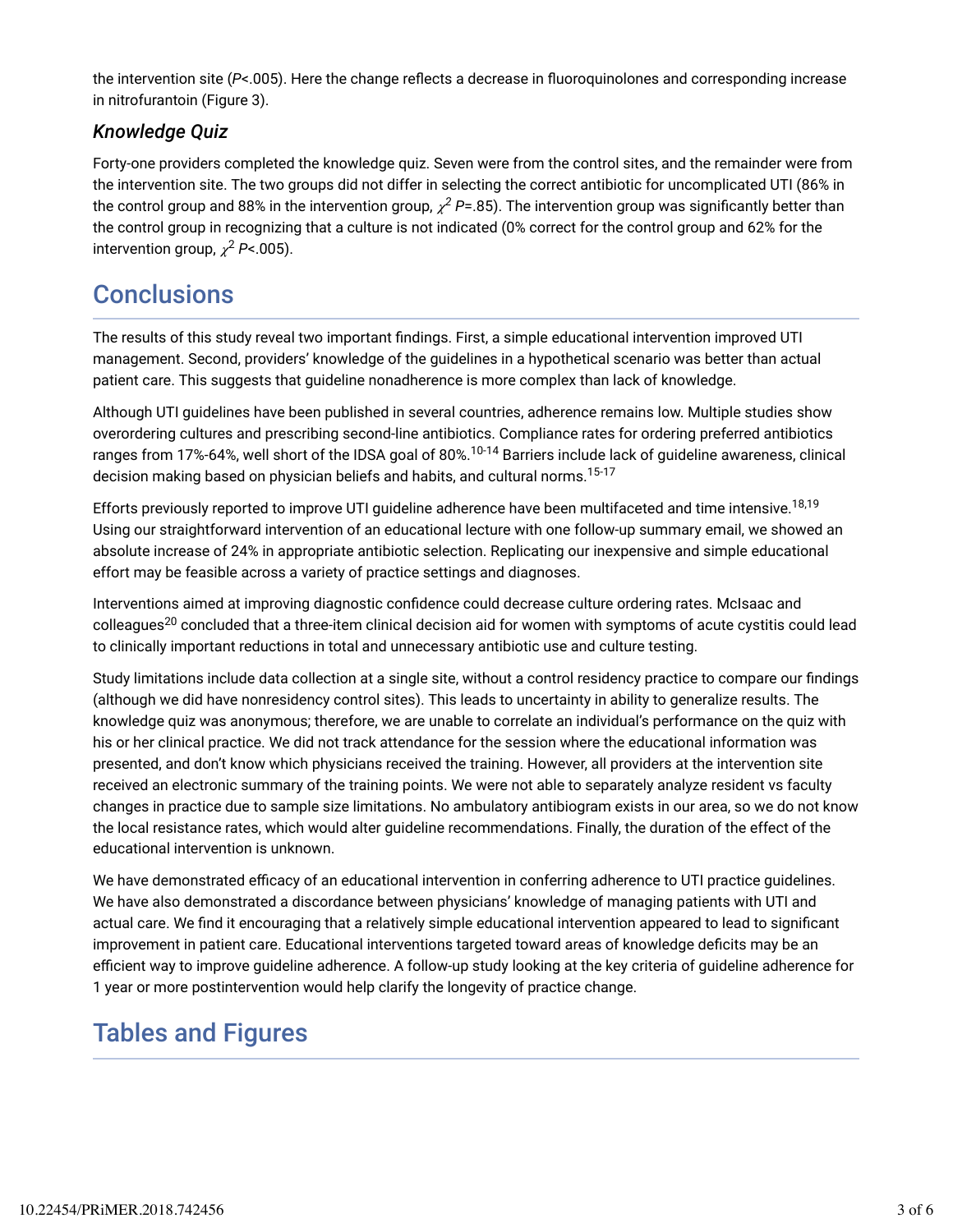the intervention site ($P$<.005). Here the change reflects a decrease in fluoroquinolones and corresponding increase in nitrofurantoin (Figure 3).

### *Knowledge Quiz*

Forty-one providers completed the knowledge quiz. Seven were from the control sites, and the remainder were from the intervention site. The two groups did not differ in selecting the correct antibiotic for uncomplicated UTI (86% in the control group and 88% in the intervention group, $\chi^2$ $P$=.85). The intervention group was significantly better than the control group in recognizing that a culture is not indicated (0% correct for the control group and 62% for the intervention group, $\chi^2$ $P$<.005).

## Conclusions

The results of this study reveal two important findings. First, a simple educational intervention improved UTI management. Second, providers' knowledge of the guidelines in a hypothetical scenario was better than actual patient care. This suggests that guideline nonadherence is more complex than lack of knowledge.

Although UTI guidelines have been published in several countries, adherence remains low. Multiple studies show overordering cultures and prescribing second-line antibiotics. Compliance rates for ordering preferred antibiotics ranges from 17%-64%, well short of the IDSA goal of 80%.[10-14] Barriers include lack of guideline awareness, clinical decision making based on physician beliefs and habits, and cultural norms.[15-17]

Efforts previously reported to improve UTI guideline adherence have been multifaceted and time intensive.[18,19] Using our straightforward intervention of an educational lecture with one follow-up summary email, we showed an absolute increase of 24% in appropriate antibiotic selection. Replicating our inexpensive and simple educational effort may be feasible across a variety of practice settings and diagnoses.

Interventions aimed at improving diagnostic confidence could decrease culture ordering rates. McIsaac and colleagues[20] concluded that a three-item clinical decision aid for women with symptoms of acute cystitis could lead to clinically important reductions in total and unnecessary antibiotic use and culture testing.

Study limitations include data collection at a single site, without a control residency practice to compare our findings (although we did have nonresidency control sites). This leads to uncertainty in ability to generalize results. The knowledge quiz was anonymous; therefore, we are unable to correlate an individual's performance on the quiz with his or her clinical practice. We did not track attendance for the session where the educational information was presented, and don't know which physicians received the training. However, all providers at the intervention site received an electronic summary of the training points. We were not able to separately analyze resident vs faculty changes in practice due to sample size limitations. No ambulatory antibiogram exists in our area, so we do not know the local resistance rates, which would alter guideline recommendations. Finally, the duration of the effect of the educational intervention is unknown.

We have demonstrated efficacy of an educational intervention in conferring adherence to UTI practice guidelines. We have also demonstrated a discordance between physicians' knowledge of managing patients with UTI and actual care. We find it encouraging that a relatively simple educational intervention appeared to lead to significant improvement in patient care. Educational interventions targeted toward areas of knowledge deficits may be an efficient way to improve guideline adherence. A follow-up study looking at the key criteria of guideline adherence for 1 year or more postintervention would help clarify the longevity of practice change.

## Tables and Figures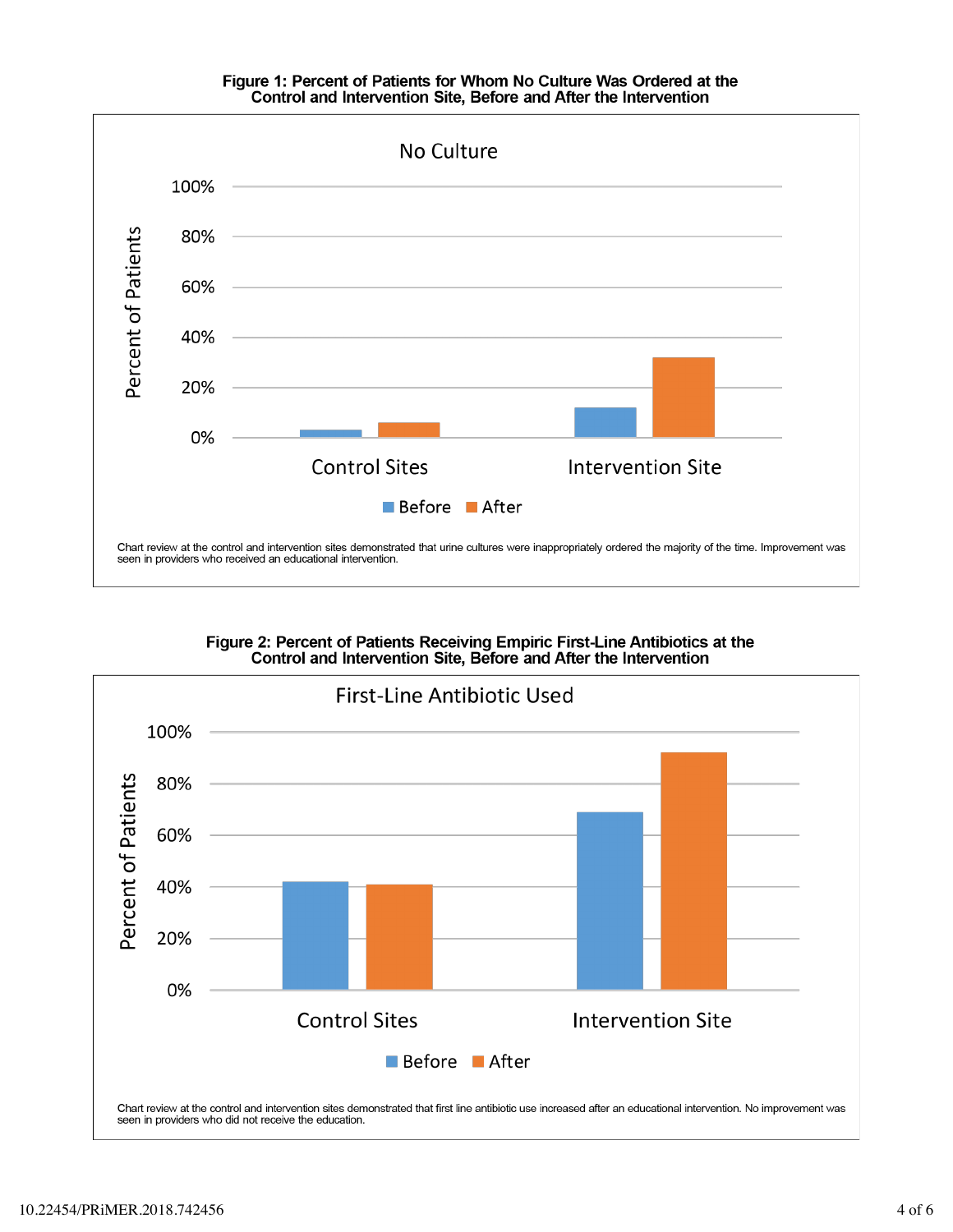**Figure 1: Percent of Patients for Whom No Culture Was Ordered at the Control and Intervention Site, Before and After the Intervention**

Chart review at the control and intervention sites demonstrated that urine cultures were inappropriately ordered the majority of the time. Improvement was seen in providers who received an educational intervention.

**Figure 2: Percent of Patients Receiving Empiric First-Line Antibiotics at the Control and Intervention Site, Before and After the Intervention**

Chart review at the control and intervention sites demonstrated that first line antibiotic use increased after an educational intervention. No improvement was seen in providers who did not receive the education.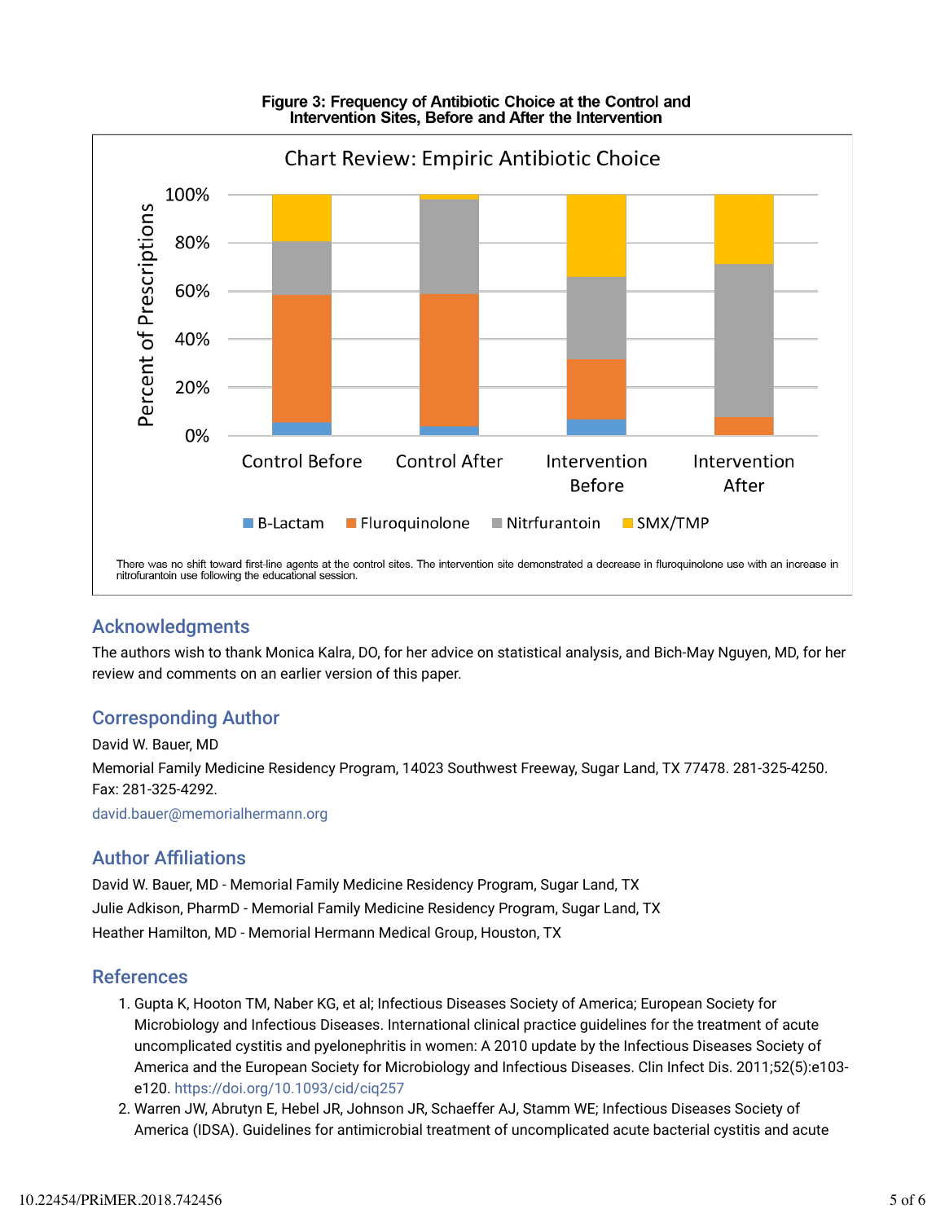**Figure 3: Frequency of Antibiotic Choice at the Control and Intervention Sites, Before and After the Intervention**

There was no shift toward first-line agents at the control sites. The intervention site demonstrated a decrease in fluroquinolone use with an increase in nitrofurantoin use following the educational session.

## Acknowledgments

The authors wish to thank Monica Kalra, DO, for her advice on statistical analysis, and Bich-May Nguyen, MD, for her review and comments on an earlier version of this paper.

## Corresponding Author

David W. Bauer, MD

Memorial Family Medicine Residency Program, 14023 Southwest Freeway, Sugar Land, TX 77478. 281-325-4250. Fax: 281-325-4292.

david.bauer@memorialhermann.org

## Author Affiliations

David W. Bauer, MD - Memorial Family Medicine Residency Program, Sugar Land, TX

Julie Adkison, PharmD - Memorial Family Medicine Residency Program, Sugar Land, TX

Heather Hamilton, MD - Memorial Hermann Medical Group, Houston, TX

## References

1. Gupta K, Hooton TM, Naber KG, et al; Infectious Diseases Society of America; European Society for Microbiology and Infectious Diseases. International clinical practice guidelines for the treatment of acute uncomplicated cystitis and pyelonephritis in women: A 2010 update by the Infectious Diseases Society of America and the European Society for Microbiology and Infectious Diseases. Clin Infect Dis. 2011;52(5):e103-e120. https://doi.org/10.1093/cid/ciq257
2. Warren JW, Abrutyn E, Hebel JR, Johnson JR, Schaeffer AJ, Stamm WE; Infectious Diseases Society of America (IDSA). Guidelines for antimicrobial treatment of uncomplicated acute bacterial cystitis and acute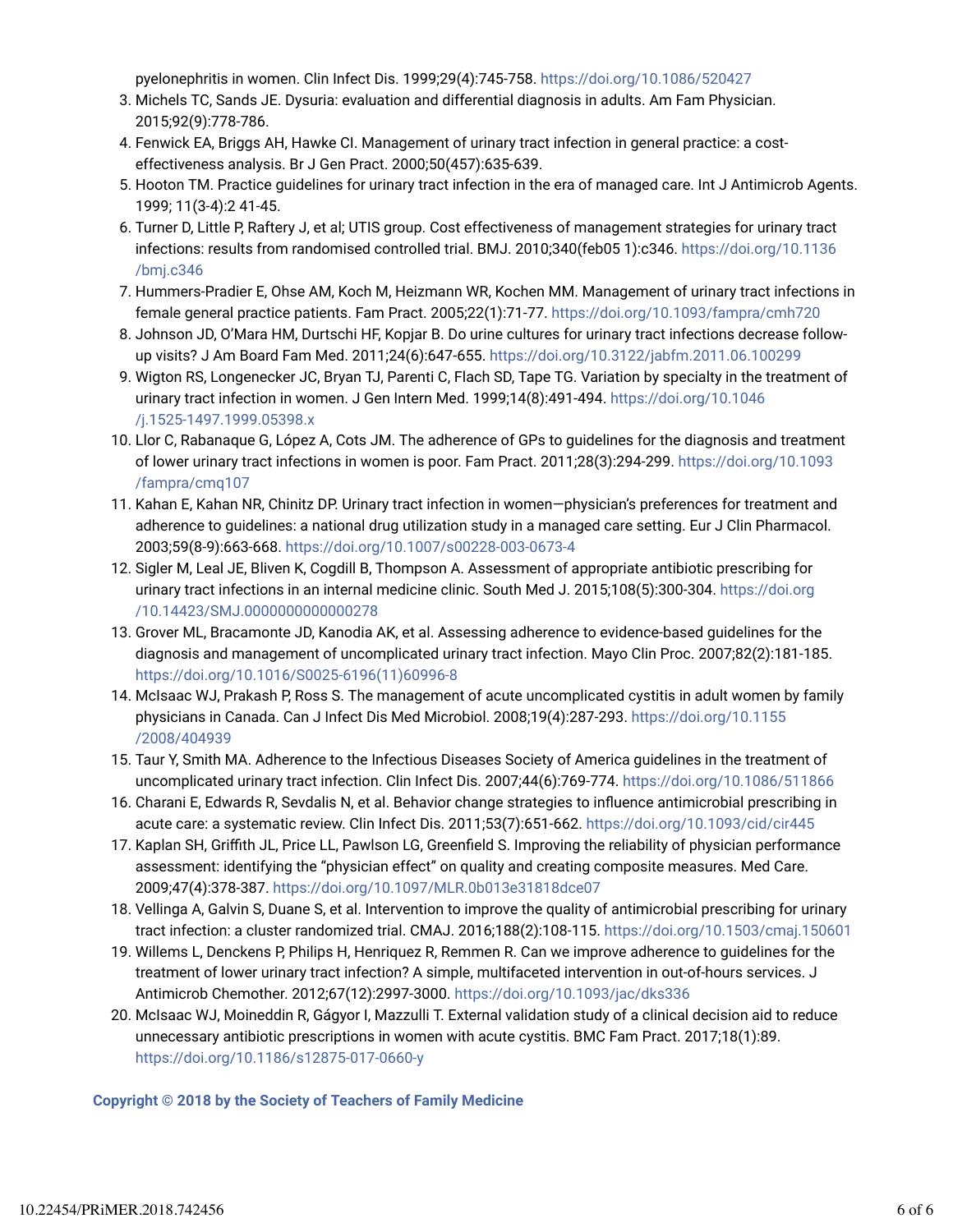pyelonephritis in women. Clin Infect Dis. 1999;29(4):745-758. https://doi.org/10.1086/520427

3. Michels TC, Sands JE. Dysuria: evaluation and differential diagnosis in adults. Am Fam Physician. 2015;92(9):778-786.
4. Fenwick EA, Briggs AH, Hawke CI. Management of urinary tract infection in general practice: a cost-effectiveness analysis. Br J Gen Pract. 2000;50(457):635-639.
5. Hooton TM. Practice guidelines for urinary tract infection in the era of managed care. Int J Antimicrob Agents. 1999; 11(3-4):2 41-45.
6. Turner D, Little P, Raftery J, et al; UTIS group. Cost effectiveness of management strategies for urinary tract infections: results from randomised controlled trial. BMJ. 2010;340(feb05 1):c346. https://doi.org/10.1136/bmj.c346
7. Hummers-Pradier E, Ohse AM, Koch M, Heizmann WR, Kochen MM. Management of urinary tract infections in female general practice patients. Fam Pract. 2005;22(1):71-77. https://doi.org/10.1093/fampra/cmh720
8. Johnson JD, O'Mara HM, Durtschi HF, Kopjar B. Do urine cultures for urinary tract infections decrease follow-up visits? J Am Board Fam Med. 2011;24(6):647-655. https://doi.org/10.3122/jabfm.2011.06.100299
9. Wigton RS, Longenecker JC, Bryan TJ, Parenti C, Flach SD, Tape TG. Variation by specialty in the treatment of urinary tract infection in women. J Gen Intern Med. 1999;14(8):491-494. https://doi.org/10.1046/j.1525-1497.1999.05398.x
10. Llor C, Rabanaque G, López A, Cots JM. The adherence of GPs to guidelines for the diagnosis and treatment of lower urinary tract infections in women is poor. Fam Pract. 2011;28(3):294-299. https://doi.org/10.1093/fampra/cmq107
11. Kahan E, Kahan NR, Chinitz DP. Urinary tract infection in women—physician's preferences for treatment and adherence to guidelines: a national drug utilization study in a managed care setting. Eur J Clin Pharmacol. 2003;59(8-9):663-668. https://doi.org/10.1007/s00228-003-0673-4
12. Sigler M, Leal JE, Bliven K, Cogdill B, Thompson A. Assessment of appropriate antibiotic prescribing for urinary tract infections in an internal medicine clinic. South Med J. 2015;108(5):300-304. https://doi.org/10.14423/SMJ.0000000000000278
13. Grover ML, Bracamonte JD, Kanodia AK, et al. Assessing adherence to evidence-based guidelines for the diagnosis and management of uncomplicated urinary tract infection. Mayo Clin Proc. 2007;82(2):181-185. https://doi.org/10.1016/S0025-6196(11)60996-8
14. McIsaac WJ, Prakash P, Ross S. The management of acute uncomplicated cystitis in adult women by family physicians in Canada. Can J Infect Dis Med Microbiol. 2008;19(4):287-293. https://doi.org/10.1155/2008/404939
15. Taur Y, Smith MA. Adherence to the Infectious Diseases Society of America guidelines in the treatment of uncomplicated urinary tract infection. Clin Infect Dis. 2007;44(6):769-774. https://doi.org/10.1086/511866
16. Charani E, Edwards R, Sevdalis N, et al. Behavior change strategies to influence antimicrobial prescribing in acute care: a systematic review. Clin Infect Dis. 2011;53(7):651-662. https://doi.org/10.1093/cid/cir445
17. Kaplan SH, Griffith JL, Price LL, Pawlson LG, Greenfield S. Improving the reliability of physician performance assessment: identifying the "physician effect" on quality and creating composite measures. Med Care. 2009;47(4):378-387. https://doi.org/10.1097/MLR.0b013e31818dce07
18. Vellinga A, Galvin S, Duane S, et al. Intervention to improve the quality of antimicrobial prescribing for urinary tract infection: a cluster randomized trial. CMAJ. 2016;188(2):108-115. https://doi.org/10.1503/cmaj.150601
19. Willems L, Denckens P, Philips H, Henriquez R, Remmen R. Can we improve adherence to guidelines for the treatment of lower urinary tract infection? A simple, multifaceted intervention in out-of-hours services. J Antimicrob Chemother. 2012;67(12):2997-3000. https://doi.org/10.1093/jac/dks336
20. McIsaac WJ, Moineddin R, Gágyor I, Mazzulli T. External validation study of a clinical decision aid to reduce unnecessary antibiotic prescriptions in women with acute cystitis. BMC Fam Pract. 2017;18(1):89. https://doi.org/10.1186/s12875-017-0660-y

**Copyright © 2018 by the Society of Teachers of Family Medicine**